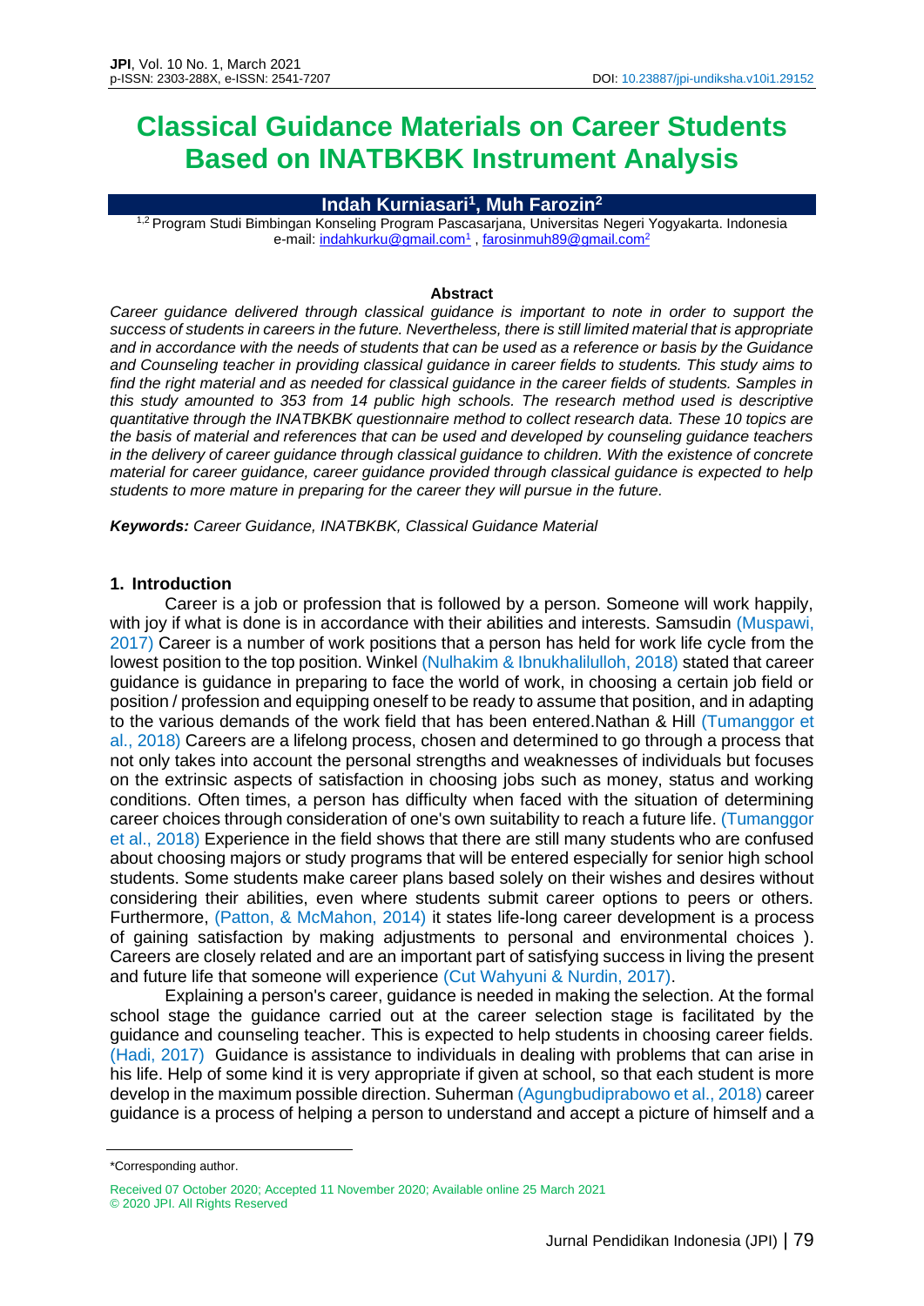# Classical Guidance Materials on Career Students Based on INATBKBK Instrument Analysis

**Indah Kurniasari[1], Muh Farozin[2]**

[1,2] Program Studi Bimbingan Konseling Program Pascasarjana, Universitas Negeri Yogyakarta. Indonesia
e-mail: indahkurku@gmail.com[1] , farosinmuh89@gmail.com[2]

#### Abstract

*Career guidance delivered through classical guidance is important to note in order to support the success of students in careers in the future. Nevertheless, there is still limited material that is appropriate and in accordance with the needs of students that can be used as a reference or basis by the Guidance and Counseling teacher in providing classical guidance in career fields to students. This study aims to find the right material and as needed for classical guidance in the career fields of students. Samples in this study amounted to 353 from 14 public high schools. The research method used is descriptive quantitative through the INATBKBK questionnaire method to collect research data. These 10 topics are the basis of material and references that can be used and developed by counseling guidance teachers in the delivery of career guidance through classical guidance to children. With the existence of concrete material for career guidance, career guidance provided through classical guidance is expected to help students to more mature in preparing for the career they will pursue in the future.*

***Keywords:*** *Career Guidance, INATBKBK, Classical Guidance Material*

## 1. Introduction

Career is a job or profession that is followed by a person. Someone will work happily, with joy if what is done is in accordance with their abilities and interests. Samsudin (Muspawi, 2017) Career is a number of work positions that a person has held for work life cycle from the lowest position to the top position. Winkel (Nulhakim & Ibnukhalilulloh, 2018) stated that career guidance is guidance in preparing to face the world of work, in choosing a certain job field or position / profession and equipping oneself to be ready to assume that position, and in adapting to the various demands of the work field that has been entered.Nathan & Hill (Tumanggor et al., 2018) Careers are a lifelong process, chosen and determined to go through a process that not only takes into account the personal strengths and weaknesses of individuals but focuses on the extrinsic aspects of satisfaction in choosing jobs such as money, status and working conditions. Often times, a person has difficulty when faced with the situation of determining career choices through consideration of one's own suitability to reach a future life. (Tumanggor et al., 2018) Experience in the field shows that there are still many students who are confused about choosing majors or study programs that will be entered especially for senior high school students. Some students make career plans based solely on their wishes and desires without considering their abilities, even where students submit career options to peers or others. Furthermore, (Patton, & McMahon, 2014) it states life-long career development is a process of gaining satisfaction by making adjustments to personal and environmental choices ). Careers are closely related and are an important part of satisfying success in living the present and future life that someone will experience (Cut Wahyuni & Nurdin, 2017).

Explaining a person's career, guidance is needed in making the selection. At the formal school stage the guidance carried out at the career selection stage is facilitated by the guidance and counseling teacher. This is expected to help students in choosing career fields. (Hadi, 2017) Guidance is assistance to individuals in dealing with problems that can arise in his life. Help of some kind it is very appropriate if given at school, so that each student is more develop in the maximum possible direction. Suherman (Agungbudiprabowo et al., 2018) career guidance is a process of helping a person to understand and accept a picture of himself and a

\*Corresponding author.

Received 07 October 2020; Accepted 11 November 2020; Available online 25 March 2021
© 2020 JPI. All Rights Reserved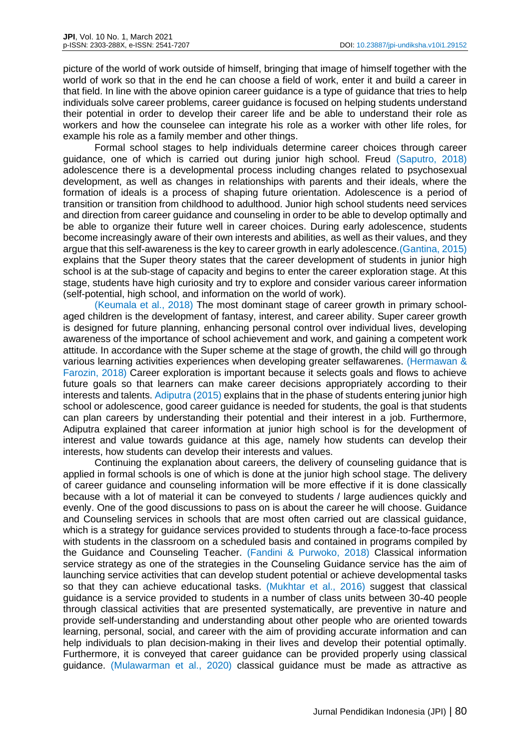picture of the world of work outside of himself, bringing that image of himself together with the world of work so that in the end he can choose a field of work, enter it and build a career in that field. In line with the above opinion career guidance is a type of guidance that tries to help individuals solve career problems, career guidance is focused on helping students understand their potential in order to develop their career life and be able to understand their role as workers and how the counselee can integrate his role as a worker with other life roles, for example his role as a family member and other things.

Formal school stages to help individuals determine career choices through career guidance, one of which is carried out during junior high school. Freud (Saputro, 2018) adolescence there is a developmental process including changes related to psychosexual development, as well as changes in relationships with parents and their ideals, where the formation of ideals is a process of shaping future orientation. Adolescence is a period of transition or transition from childhood to adulthood. Junior high school students need services and direction from career guidance and counseling in order to be able to develop optimally and be able to organize their future well in career choices. During early adolescence, students become increasingly aware of their own interests and abilities, as well as their values, and they argue that this self-awareness is the key to career growth in early adolescence.(Gantina, 2015) explains that the Super theory states that the career development of students in junior high school is at the sub-stage of capacity and begins to enter the career exploration stage. At this stage, students have high curiosity and try to explore and consider various career information (self-potential, high school, and information on the world of work).

(Keumala et al., 2018) The most dominant stage of career growth in primary school-aged children is the development of fantasy, interest, and career ability. Super career growth is designed for future planning, enhancing personal control over individual lives, developing awareness of the importance of school achievement and work, and gaining a competent work attitude. In accordance with the Super scheme at the stage of growth, the child will go through various learning activities experiences when developing greater selfawarenes. (Hermawan & Farozin, 2018) Career exploration is important because it selects goals and flows to achieve future goals so that learners can make career decisions appropriately according to their interests and talents. Adiputra (2015) explains that in the phase of students entering junior high school or adolescence, good career guidance is needed for students, the goal is that students can plan careers by understanding their potential and their interest in a job. Furthermore, Adiputra explained that career information at junior high school is for the development of interest and value towards guidance at this age, namely how students can develop their interests, how students can develop their interests and values.

Continuing the explanation about careers, the delivery of counseling guidance that is applied in formal schools is one of which is done at the junior high school stage. The delivery of career guidance and counseling information will be more effective if it is done classically because with a lot of material it can be conveyed to students / large audiences quickly and evenly. One of the good discussions to pass on is about the career he will choose. Guidance and Counseling services in schools that are most often carried out are classical guidance, which is a strategy for guidance services provided to students through a face-to-face process with students in the classroom on a scheduled basis and contained in programs compiled by the Guidance and Counseling Teacher. (Fandini & Purwoko, 2018) Classical information service strategy as one of the strategies in the Counseling Guidance service has the aim of launching service activities that can develop student potential or achieve developmental tasks so that they can achieve educational tasks. (Mukhtar et al., 2016) suggest that classical guidance is a service provided to students in a number of class units between 30-40 people through classical activities that are presented systematically, are preventive in nature and provide self-understanding and understanding about other people who are oriented towards learning, personal, social, and career with the aim of providing accurate information and can help individuals to plan decision-making in their lives and develop their potential optimally. Furthermore, it is conveyed that career guidance can be provided properly using classical guidance. (Mulawarman et al., 2020) classical guidance must be made as attractive as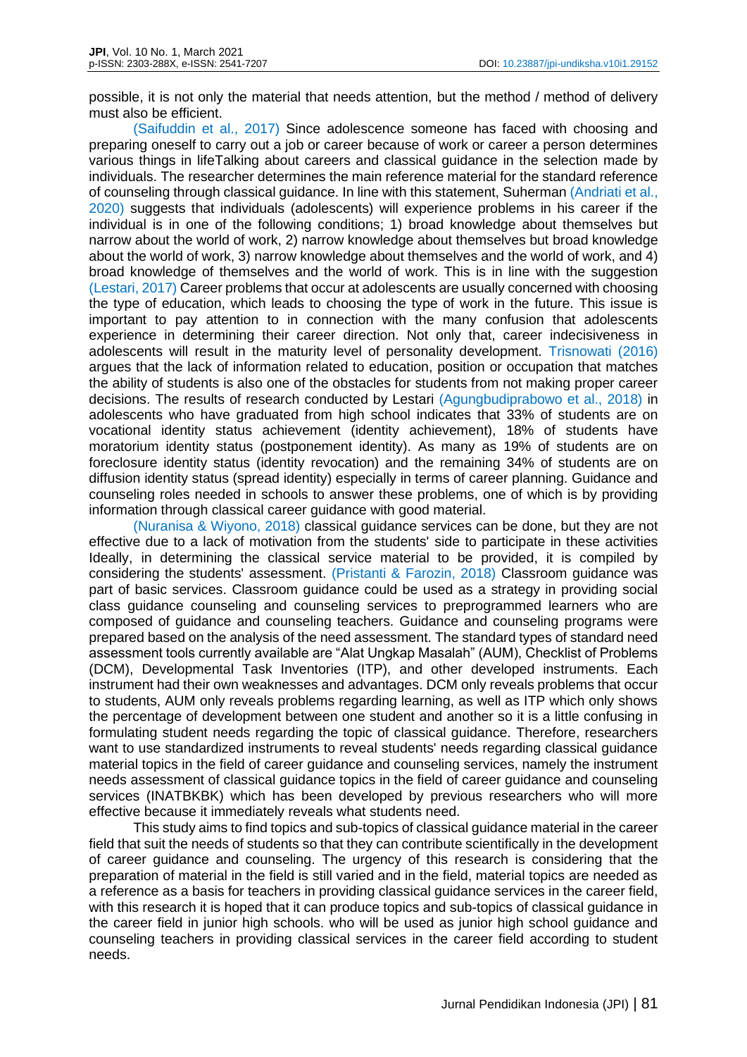possible, it is not only the material that needs attention, but the method / method of delivery must also be efficient.

(Saifuddin et al., 2017) Since adolescence someone has faced with choosing and preparing oneself to carry out a job or career because of work or career a person determines various things in lifeTalking about careers and classical guidance in the selection made by individuals. The researcher determines the main reference material for the standard reference of counseling through classical guidance. In line with this statement, Suherman (Andriati et al., 2020) suggests that individuals (adolescents) will experience problems in his career if the individual is in one of the following conditions; 1) broad knowledge about themselves but narrow about the world of work, 2) narrow knowledge about themselves but broad knowledge about the world of work, 3) narrow knowledge about themselves and the world of work, and 4) broad knowledge of themselves and the world of work. This is in line with the suggestion (Lestari, 2017) Career problems that occur at adolescents are usually concerned with choosing the type of education, which leads to choosing the type of work in the future. This issue is important to pay attention to in connection with the many confusion that adolescents experience in determining their career direction. Not only that, career indecisiveness in adolescents will result in the maturity level of personality development. Trisnowati (2016) argues that the lack of information related to education, position or occupation that matches the ability of students is also one of the obstacles for students from not making proper career decisions. The results of research conducted by Lestari (Agungbudiprabowo et al., 2018) in adolescents who have graduated from high school indicates that 33% of students are on vocational identity status achievement (identity achievement), 18% of students have moratorium identity status (postponement identity). As many as 19% of students are on foreclosure identity status (identity revocation) and the remaining 34% of students are on diffusion identity status (spread identity) especially in terms of career planning. Guidance and counseling roles needed in schools to answer these problems, one of which is by providing information through classical career guidance with good material.

(Nuranisa & Wiyono, 2018) classical guidance services can be done, but they are not effective due to a lack of motivation from the students' side to participate in these activities Ideally, in determining the classical service material to be provided, it is compiled by considering the students' assessment. (Pristanti & Farozin, 2018) Classroom guidance was part of basic services. Classroom guidance could be used as a strategy in providing social class guidance counseling and counseling services to preprogrammed learners who are composed of guidance and counseling teachers. Guidance and counseling programs were prepared based on the analysis of the need assessment. The standard types of standard need assessment tools currently available are "Alat Ungkap Masalah" (AUM), Checklist of Problems (DCM), Developmental Task Inventories (ITP), and other developed instruments. Each instrument had their own weaknesses and advantages. DCM only reveals problems that occur to students, AUM only reveals problems regarding learning, as well as ITP which only shows the percentage of development between one student and another so it is a little confusing in formulating student needs regarding the topic of classical guidance. Therefore, researchers want to use standardized instruments to reveal students' needs regarding classical guidance material topics in the field of career guidance and counseling services, namely the instrument needs assessment of classical guidance topics in the field of career guidance and counseling services (INATBKBK) which has been developed by previous researchers who will more effective because it immediately reveals what students need.

This study aims to find topics and sub-topics of classical guidance material in the career field that suit the needs of students so that they can contribute scientifically in the development of career guidance and counseling. The urgency of this research is considering that the preparation of material in the field is still varied and in the field, material topics are needed as a reference as a basis for teachers in providing classical guidance services in the career field, with this research it is hoped that it can produce topics and sub-topics of classical guidance in the career field in junior high schools. who will be used as junior high school guidance and counseling teachers in providing classical services in the career field according to student needs.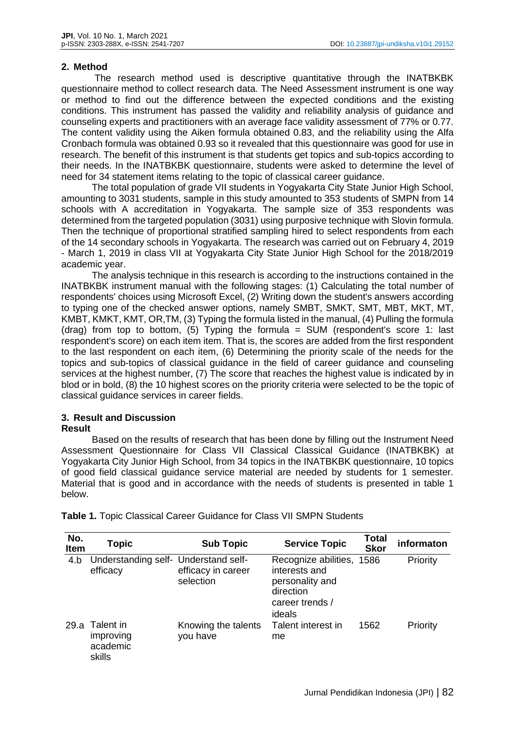## 2. Method

The research method used is descriptive quantitative through the INATBKBK questionnaire method to collect research data. The Need Assessment instrument is one way or method to find out the difference between the expected conditions and the existing conditions. This instrument has passed the validity and reliability analysis of guidance and counseling experts and practitioners with an average face validity assessment of 77% or 0.77. The content validity using the Aiken formula obtained 0.83, and the reliability using the Alfa Cronbach formula was obtained 0.93 so it revealed that this questionnaire was good for use in research. The benefit of this instrument is that students get topics and sub-topics according to their needs. In the INATBKBK questionnaire, students were asked to determine the level of need for 34 statement items relating to the topic of classical career guidance.

The total population of grade VII students in Yogyakarta City State Junior High School, amounting to 3031 students, sample in this study amounted to 353 students of SMPN from 14 schools with A accreditation in Yogyakarta. The sample size of 353 respondents was determined from the targeted population (3031) using purposive technique with Slovin formula. Then the technique of proportional stratified sampling hired to select respondents from each of the 14 secondary schools in Yogyakarta. The research was carried out on February 4, 2019 - March 1, 2019 in class VII at Yogyakarta City State Junior High School for the 2018/2019 academic year.

The analysis technique in this research is according to the instructions contained in the INATBKBK instrument manual with the following stages: (1) Calculating the total number of respondents' choices using Microsoft Excel, (2) Writing down the student's answers according to typing one of the checked answer options, namely SMBT, SMKT, SMT, MBT, MKT, MT, KMBT, KMKT, KMT, OR,TM, (3) Typing the formula listed in the manual, (4) Pulling the formula (drag) from top to bottom, (5) Typing the formula = SUM (respondent's score 1: last respondent's score) on each item item. That is, the scores are added from the first respondent to the last respondent on each item, (6) Determining the priority scale of the needs for the topics and sub-topics of classical guidance in the field of career guidance and counseling services at the highest number, (7) The score that reaches the highest value is indicated by in blod or in bold, (8) the 10 highest scores on the priority criteria were selected to be the topic of classical guidance services in career fields.

## 3. Result and Discussion

### Result

Based on the results of research that has been done by filling out the Instrument Need Assessment Questionnaire for Class VII Classical Classical Guidance (INATBKBK) at Yogyakarta City Junior High School, from 34 topics in the INATBKBK questionnaire, 10 topics of good field classical guidance service material are needed by students for 1 semester. Material that is good and in accordance with the needs of students is presented in table 1 below.

**Table 1.** Topic Classical Career Guidance for Class VII SMPN Students

| No. Item | Topic | Sub Topic | Service Topic | Total Skor | informaton |
|---|---|---|---|---|---|
| 4.b | Understanding self-efficacy | Understand self-efficacy in career selection | Recognize abilities, interests and personality and direction career trends / ideals | 1586 | Priority |
| 29.a | Talent in improving academic skills | Knowing the talents you have | Talent interest in me | 1562 | Priority |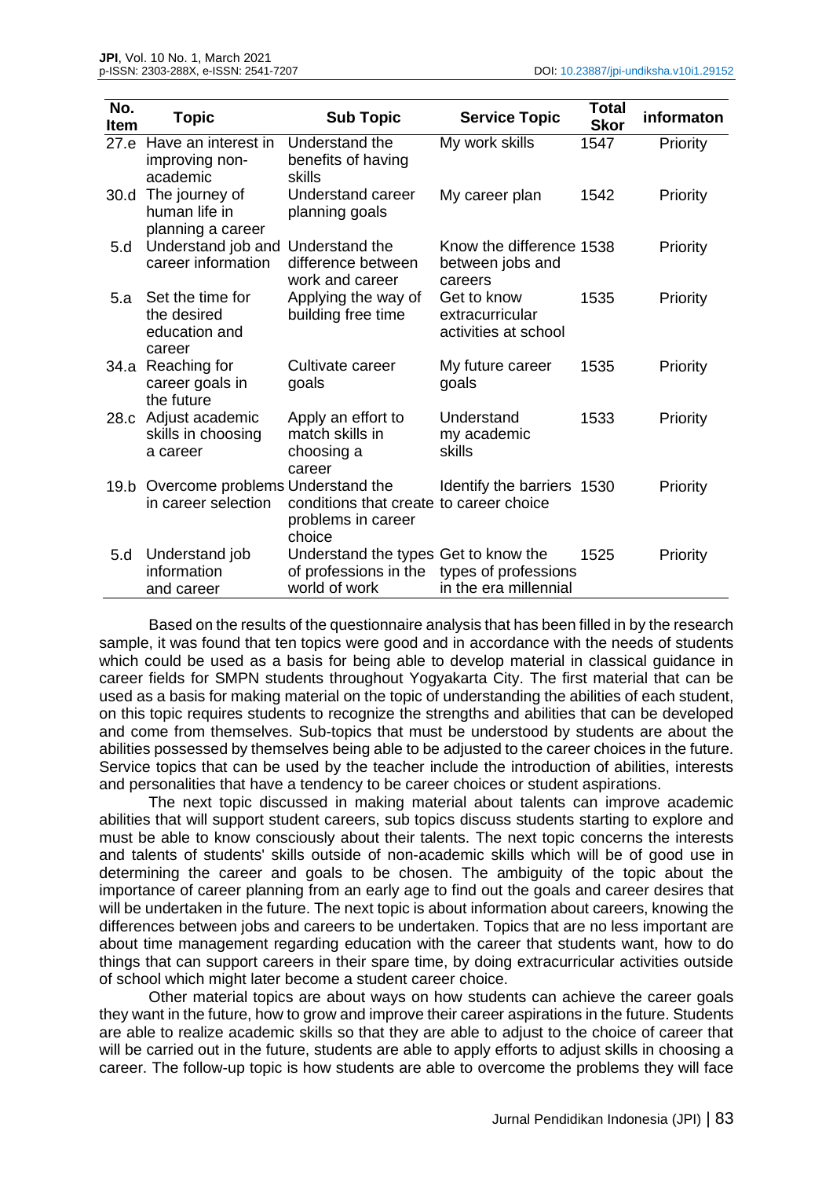| No. Item | Topic | Sub Topic | Service Topic | Total Skor | informaton |
|---|---|---|---|---|---|
| 27.e | Have an interest in improving non-academic | Understand the benefits of having skills | My work skills | 1547 | Priority |
| 30.d | The journey of human life in planning a career | Understand career planning goals | My career plan | 1542 | Priority |
| 5.d | Understand job and career information | Understand the difference between work and career | Know the difference between jobs and careers | 1538 | Priority |
| 5.a | Set the time for the desired education and career | Applying the way of building free time | Get to know extracurricular activities at school | 1535 | Priority |
| 34.a | Reaching for career goals in the future | Cultivate career goals | My future career goals | 1535 | Priority |
| 28.c | Adjust academic skills in choosing a career | Apply an effort to match skills in choosing a career | Understand my academic skills | 1533 | Priority |
| 19.b | Overcome problems in career selection | Understand the conditions that create problems in career choice | Identify the barriers to career choice | 1530 | Priority |
| 5.d | Understand job information and career | Understand the types of professions in the world of work | Get to know the types of professions in the era millennial | 1525 | Priority |

Based on the results of the questionnaire analysis that has been filled in by the research sample, it was found that ten topics were good and in accordance with the needs of students which could be used as a basis for being able to develop material in classical guidance in career fields for SMPN students throughout Yogyakarta City. The first material that can be used as a basis for making material on the topic of understanding the abilities of each student, on this topic requires students to recognize the strengths and abilities that can be developed and come from themselves. Sub-topics that must be understood by students are about the abilities possessed by themselves being able to be adjusted to the career choices in the future. Service topics that can be used by the teacher include the introduction of abilities, interests and personalities that have a tendency to be career choices or student aspirations.

The next topic discussed in making material about talents can improve academic abilities that will support student careers, sub topics discuss students starting to explore and must be able to know consciously about their talents. The next topic concerns the interests and talents of students' skills outside of non-academic skills which will be of good use in determining the career and goals to be chosen. The ambiguity of the topic about the importance of career planning from an early age to find out the goals and career desires that will be undertaken in the future. The next topic is about information about careers, knowing the differences between jobs and careers to be undertaken. Topics that are no less important are about time management regarding education with the career that students want, how to do things that can support careers in their spare time, by doing extracurricular activities outside of school which might later become a student career choice.

Other material topics are about ways on how students can achieve the career goals they want in the future, how to grow and improve their career aspirations in the future. Students are able to realize academic skills so that they are able to adjust to the choice of career that will be carried out in the future, students are able to apply efforts to adjust skills in choosing a career. The follow-up topic is how students are able to overcome the problems they will face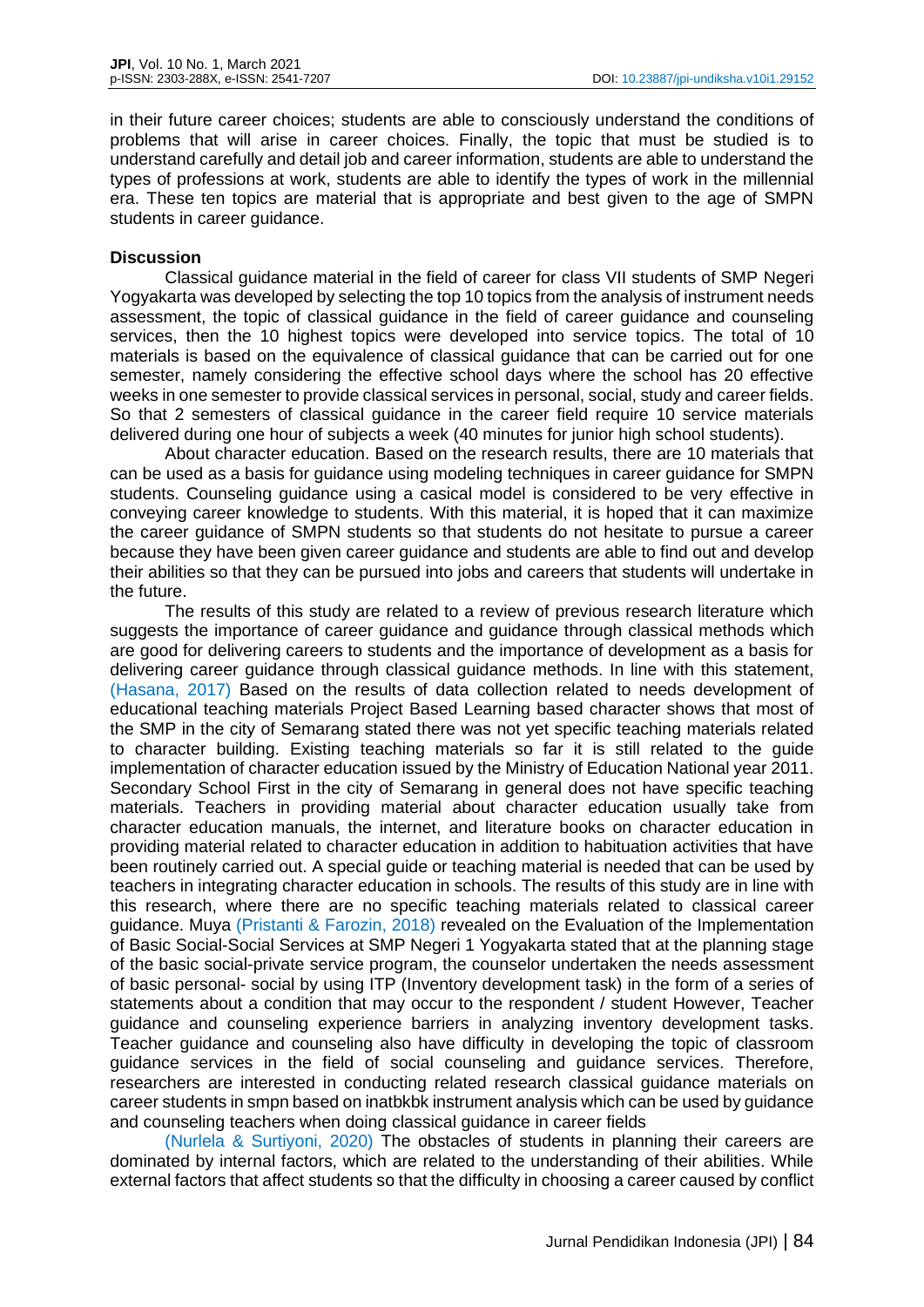in their future career choices; students are able to consciously understand the conditions of problems that will arise in career choices. Finally, the topic that must be studied is to understand carefully and detail job and career information, students are able to understand the types of professions at work, students are able to identify the types of work in the millennial era. These ten topics are material that is appropriate and best given to the age of SMPN students in career guidance.

**Discussion**

Classical guidance material in the field of career for class VII students of SMP Negeri Yogyakarta was developed by selecting the top 10 topics from the analysis of instrument needs assessment, the topic of classical guidance in the field of career guidance and counseling services, then the 10 highest topics were developed into service topics. The total of 10 materials is based on the equivalence of classical guidance that can be carried out for one semester, namely considering the effective school days where the school has 20 effective weeks in one semester to provide classical services in personal, social, study and career fields. So that 2 semesters of classical guidance in the career field require 10 service materials delivered during one hour of subjects a week (40 minutes for junior high school students).

About character education. Based on the research results, there are 10 materials that can be used as a basis for guidance using modeling techniques in career guidance for SMPN students. Counseling guidance using a casical model is considered to be very effective in conveying career knowledge to students. With this material, it is hoped that it can maximize the career guidance of SMPN students so that students do not hesitate to pursue a career because they have been given career guidance and students are able to find out and develop their abilities so that they can be pursued into jobs and careers that students will undertake in the future.

The results of this study are related to a review of previous research literature which suggests the importance of career guidance and guidance through classical methods which are good for delivering careers to students and the importance of development as a basis for delivering career guidance through classical guidance methods. In line with this statement, (Hasana, 2017) Based on the results of data collection related to needs development of educational teaching materials Project Based Learning based character shows that most of the SMP in the city of Semarang stated there was not yet specific teaching materials related to character building. Existing teaching materials so far it is still related to the guide implementation of character education issued by the Ministry of Education National year 2011. Secondary School First in the city of Semarang in general does not have specific teaching materials. Teachers in providing material about character education usually take from character education manuals, the internet, and literature books on character education in providing material related to character education in addition to habituation activities that have been routinely carried out. A special guide or teaching material is needed that can be used by teachers in integrating character education in schools. The results of this study are in line with this research, where there are no specific teaching materials related to classical career guidance. Muya (Pristanti & Farozin, 2018) revealed on the Evaluation of the Implementation of Basic Social-Social Services at SMP Negeri 1 Yogyakarta stated that at the planning stage of the basic social-private service program, the counselor undertaken the needs assessment of basic personal- social by using ITP (Inventory development task) in the form of a series of statements about a condition that may occur to the respondent / student However, Teacher guidance and counseling experience barriers in analyzing inventory development tasks. Teacher guidance and counseling also have difficulty in developing the topic of classroom guidance services in the field of social counseling and guidance services. Therefore, researchers are interested in conducting related research classical guidance materials on career students in smpn based on inatbkbk instrument analysis which can be used by guidance and counseling teachers when doing classical guidance in career fields

(Nurlela & Surtiyoni, 2020) The obstacles of students in planning their careers are dominated by internal factors, which are related to the understanding of their abilities. While external factors that affect students so that the difficulty in choosing a career caused by conflict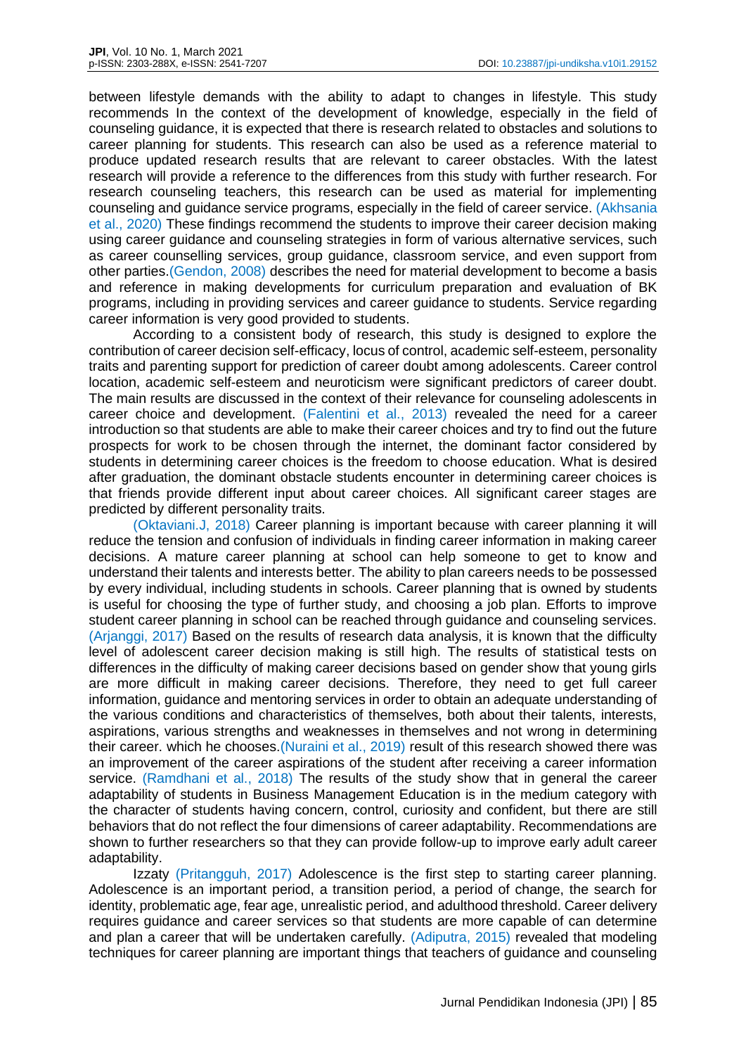between lifestyle demands with the ability to adapt to changes in lifestyle. This study recommends In the context of the development of knowledge, especially in the field of counseling guidance, it is expected that there is research related to obstacles and solutions to career planning for students. This research can also be used as a reference material to produce updated research results that are relevant to career obstacles. With the latest research will provide a reference to the differences from this study with further research. For research counseling teachers, this research can be used as material for implementing counseling and guidance service programs, especially in the field of career service. (Akhsania et al., 2020) These findings recommend the students to improve their career decision making using career guidance and counseling strategies in form of various alternative services, such as career counselling services, group guidance, classroom service, and even support from other parties.(Gendon, 2008) describes the need for material development to become a basis and reference in making developments for curriculum preparation and evaluation of BK programs, including in providing services and career guidance to students. Service regarding career information is very good provided to students.

According to a consistent body of research, this study is designed to explore the contribution of career decision self-efficacy, locus of control, academic self-esteem, personality traits and parenting support for prediction of career doubt among adolescents. Career control location, academic self-esteem and neuroticism were significant predictors of career doubt. The main results are discussed in the context of their relevance for counseling adolescents in career choice and development. (Falentini et al., 2013) revealed the need for a career introduction so that students are able to make their career choices and try to find out the future prospects for work to be chosen through the internet, the dominant factor considered by students in determining career choices is the freedom to choose education. What is desired after graduation, the dominant obstacle students encounter in determining career choices is that friends provide different input about career choices. All significant career stages are predicted by different personality traits.

(Oktaviani.J, 2018) Career planning is important because with career planning it will reduce the tension and confusion of individuals in finding career information in making career decisions. A mature career planning at school can help someone to get to know and understand their talents and interests better. The ability to plan careers needs to be possessed by every individual, including students in schools. Career planning that is owned by students is useful for choosing the type of further study, and choosing a job plan. Efforts to improve student career planning in school can be reached through guidance and counseling services. (Arjanggi, 2017) Based on the results of research data analysis, it is known that the difficulty level of adolescent career decision making is still high. The results of statistical tests on differences in the difficulty of making career decisions based on gender show that young girls are more difficult in making career decisions. Therefore, they need to get full career information, guidance and mentoring services in order to obtain an adequate understanding of the various conditions and characteristics of themselves, both about their talents, interests, aspirations, various strengths and weaknesses in themselves and not wrong in determining their career. which he chooses.(Nuraini et al., 2019) result of this research showed there was an improvement of the career aspirations of the student after receiving a career information service. (Ramdhani et al., 2018) The results of the study show that in general the career adaptability of students in Business Management Education is in the medium category with the character of students having concern, control, curiosity and confident, but there are still behaviors that do not reflect the four dimensions of career adaptability. Recommendations are shown to further researchers so that they can provide follow-up to improve early adult career adaptability.

Izzaty (Pritangguh, 2017) Adolescence is the first step to starting career planning. Adolescence is an important period, a transition period, a period of change, the search for identity, problematic age, fear age, unrealistic period, and adulthood threshold. Career delivery requires guidance and career services so that students are more capable of can determine and plan a career that will be undertaken carefully. (Adiputra, 2015) revealed that modeling techniques for career planning are important things that teachers of guidance and counseling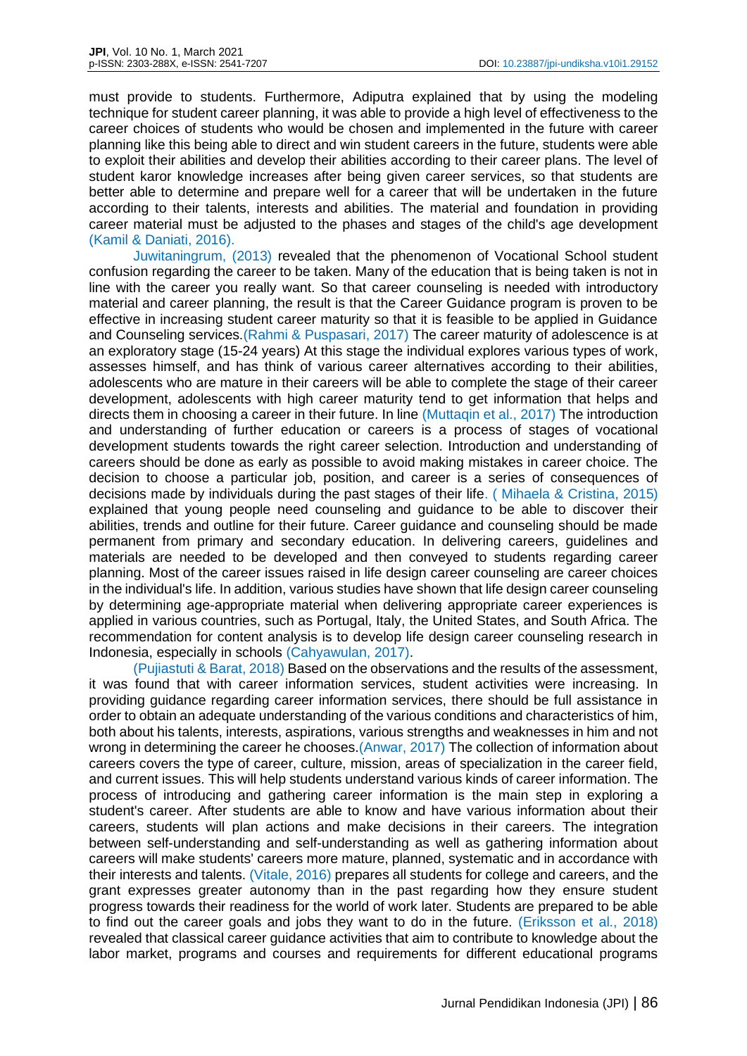must provide to students. Furthermore, Adiputra explained that by using the modeling technique for student career planning, it was able to provide a high level of effectiveness to the career choices of students who would be chosen and implemented in the future with career planning like this being able to direct and win student careers in the future, students were able to exploit their abilities and develop their abilities according to their career plans. The level of student karor knowledge increases after being given career services, so that students are better able to determine and prepare well for a career that will be undertaken in the future according to their talents, interests and abilities. The material and foundation in providing career material must be adjusted to the phases and stages of the child's age development (Kamil & Daniati, 2016).

Juwitaningrum, (2013) revealed that the phenomenon of Vocational School student confusion regarding the career to be taken. Many of the education that is being taken is not in line with the career you really want. So that career counseling is needed with introductory material and career planning, the result is that the Career Guidance program is proven to be effective in increasing student career maturity so that it is feasible to be applied in Guidance and Counseling services.(Rahmi & Puspasari, 2017) The career maturity of adolescence is at an exploratory stage (15-24 years) At this stage the individual explores various types of work, assesses himself, and has think of various career alternatives according to their abilities, adolescents who are mature in their careers will be able to complete the stage of their career development, adolescents with high career maturity tend to get information that helps and directs them in choosing a career in their future. In line (Muttaqin et al., 2017) The introduction and understanding of further education or careers is a process of stages of vocational development students towards the right career selection. Introduction and understanding of careers should be done as early as possible to avoid making mistakes in career choice. The decision to choose a particular job, position, and career is a series of consequences of decisions made by individuals during the past stages of their life. ( Mihaela & Cristina, 2015) explained that young people need counseling and guidance to be able to discover their abilities, trends and outline for their future. Career guidance and counseling should be made permanent from primary and secondary education. In delivering careers, guidelines and materials are needed to be developed and then conveyed to students regarding career planning. Most of the career issues raised in life design career counseling are career choices in the individual's life. In addition, various studies have shown that life design career counseling by determining age-appropriate material when delivering appropriate career experiences is applied in various countries, such as Portugal, Italy, the United States, and South Africa. The recommendation for content analysis is to develop life design career counseling research in Indonesia, especially in schools (Cahyawulan, 2017).

(Pujiastuti & Barat, 2018) Based on the observations and the results of the assessment, it was found that with career information services, student activities were increasing. In providing guidance regarding career information services, there should be full assistance in order to obtain an adequate understanding of the various conditions and characteristics of him, both about his talents, interests, aspirations, various strengths and weaknesses in him and not wrong in determining the career he chooses.(Anwar, 2017) The collection of information about careers covers the type of career, culture, mission, areas of specialization in the career field, and current issues. This will help students understand various kinds of career information. The process of introducing and gathering career information is the main step in exploring a student's career. After students are able to know and have various information about their careers, students will plan actions and make decisions in their careers. The integration between self-understanding and self-understanding as well as gathering information about careers will make students' careers more mature, planned, systematic and in accordance with their interests and talents. (Vitale, 2016) prepares all students for college and careers, and the grant expresses greater autonomy than in the past regarding how they ensure student progress towards their readiness for the world of work later. Students are prepared to be able to find out the career goals and jobs they want to do in the future. (Eriksson et al., 2018) revealed that classical career guidance activities that aim to contribute to knowledge about the labor market, programs and courses and requirements for different educational programs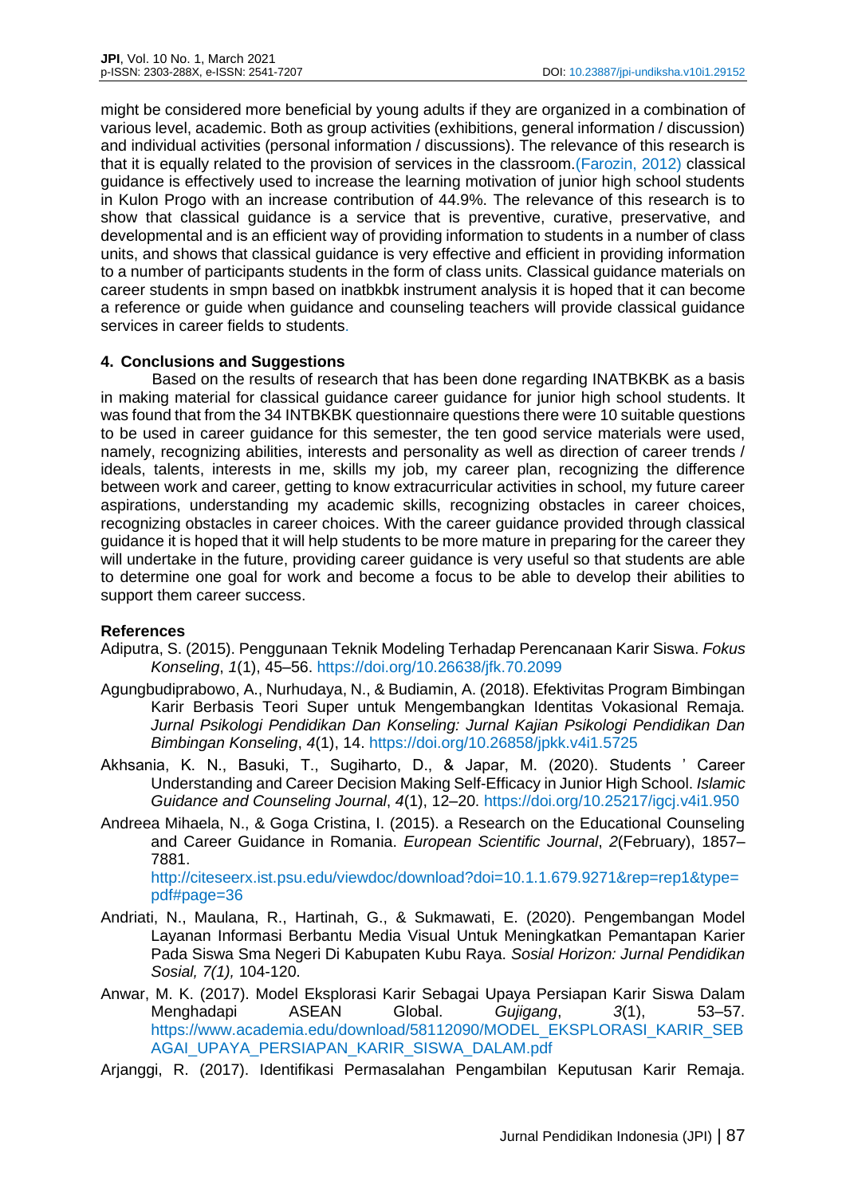might be considered more beneficial by young adults if they are organized in a combination of various level, academic. Both as group activities (exhibitions, general information / discussion) and individual activities (personal information / discussions). The relevance of this research is that it is equally related to the provision of services in the classroom.(Farozin, 2012) classical guidance is effectively used to increase the learning motivation of junior high school students in Kulon Progo with an increase contribution of 44.9%. The relevance of this research is to show that classical guidance is a service that is preventive, curative, preservative, and developmental and is an efficient way of providing information to students in a number of class units, and shows that classical guidance is very effective and efficient in providing information to a number of participants students in the form of class units. Classical guidance materials on career students in smpn based on inatbkbk instrument analysis it is hoped that it can become a reference or guide when guidance and counseling teachers will provide classical guidance services in career fields to students.

## 4. Conclusions and Suggestions

Based on the results of research that has been done regarding INATBKBK as a basis in making material for classical guidance career guidance for junior high school students. It was found that from the 34 INTBKBK questionnaire questions there were 10 suitable questions to be used in career guidance for this semester, the ten good service materials were used, namely, recognizing abilities, interests and personality as well as direction of career trends / ideals, talents, interests in me, skills my job, my career plan, recognizing the difference between work and career, getting to know extracurricular activities in school, my future career aspirations, understanding my academic skills, recognizing obstacles in career choices, recognizing obstacles in career choices. With the career guidance provided through classical guidance it is hoped that it will help students to be more mature in preparing for the career they will undertake in the future, providing career guidance is very useful so that students are able to determine one goal for work and become a focus to be able to develop their abilities to support them career success.

## References

Adiputra, S. (2015). Penggunaan Teknik Modeling Terhadap Perencanaan Karir Siswa. *Fokus Konseling*, *1*(1), 45–56. https://doi.org/10.26638/jfk.70.2099

Agungbudiprabowo, A., Nurhudaya, N., & Budiamin, A. (2018). Efektivitas Program Bimbingan Karir Berbasis Teori Super untuk Mengembangkan Identitas Vokasional Remaja. *Jurnal Psikologi Pendidikan Dan Konseling: Jurnal Kajian Psikologi Pendidikan Dan Bimbingan Konseling*, *4*(1), 14. https://doi.org/10.26858/jpkk.v4i1.5725

Akhsania, K. N., Basuki, T., Sugiharto, D., & Japar, M. (2020). Students ' Career Understanding and Career Decision Making Self-Efficacy in Junior High School. *Islamic Guidance and Counseling Journal*, *4*(1), 12–20. https://doi.org/10.25217/igcj.v4i1.950

Andreea Mihaela, N., & Goga Cristina, I. (2015). a Research on the Educational Counseling and Career Guidance in Romania. *European Scientific Journal*, *2*(February), 1857–7881. http://citeseerx.ist.psu.edu/viewdoc/download?doi=10.1.1.679.9271&rep=rep1&type=pdf#page=36

Andriati, N., Maulana, R., Hartinah, G., & Sukmawati, E. (2020). Pengembangan Model Layanan Informasi Berbantu Media Visual Untuk Meningkatkan Pemantapan Karier Pada Siswa Sma Negeri Di Kabupaten Kubu Raya. *Sosial Horizon: Jurnal Pendidikan Sosial, 7(1),* 104-120.

Anwar, M. K. (2017). Model Eksplorasi Karir Sebagai Upaya Persiapan Karir Siswa Dalam Menghadapi ASEAN Global. *Gujigang*, *3*(1), 53–57. https://www.academia.edu/download/58112090/MODEL_EKSPLORASI_KARIR_SEBAGAI_UPAYA_PERSIAPAN_KARIR_SISWA_DALAM.pdf

Arjanggi, R. (2017). Identifikasi Permasalahan Pengambilan Keputusan Karir Remaja.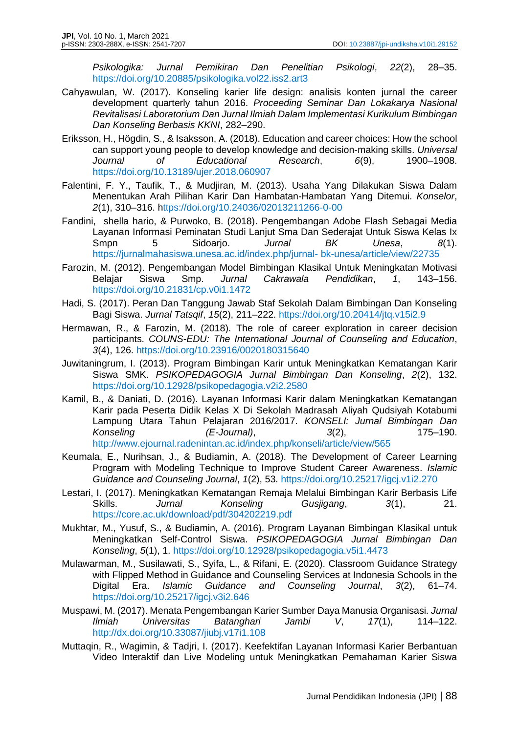*Psikologika: Jurnal Pemikiran Dan Penelitian Psikologi*, *22*(2), 28–35. https://doi.org/10.20885/psikologika.vol22.iss2.art3

Cahyawulan, W. (2017). Konseling karier life design: analisis konten jurnal the career development quarterly tahun 2016. *Proceeding Seminar Dan Lokakarya Nasional Revitalisasi Laboratorium Dan Jurnal Ilmiah Dalam Implementasi Kurikulum Bimbingan Dan Konseling Berbasis KKNI*, 282–290.

Eriksson, H., Högdin, S., & Isaksson, A. (2018). Education and career choices: How the school can support young people to develop knowledge and decision-making skills. *Universal Journal of Educational Research*, *6*(9), 1900–1908. https://doi.org/10.13189/ujer.2018.060907

Falentini, F. Y., Taufik, T., & Mudjiran, M. (2013). Usaha Yang Dilakukan Siswa Dalam Menentukan Arah Pilihan Karir Dan Hambatan-Hambatan Yang Ditemui. *Konselor*, *2*(1), 310–316. https://doi.org/10.24036/02013211266-0-00

Fandini, shella hario, & Purwoko, B. (2018). Pengembangan Adobe Flash Sebagai Media Layanan Informasi Peminatan Studi Lanjut Sma Dan Sederajat Untuk Siswa Kelas Ix Smpn 5 Sidoarjo. *Jurnal BK Unesa*, *8*(1). https://jurnalmahasiswa.unesa.ac.id/index.php/jurnal- bk-unesa/article/view/22735

Farozin, M. (2012). Pengembangan Model Bimbingan Klasikal Untuk Meningkatan Motivasi Belajar Siswa Smp. *Jurnal Cakrawala Pendidikan*, *1*, 143–156. https://doi.org/10.21831/cp.v0i1.1472

Hadi, S. (2017). Peran Dan Tanggung Jawab Staf Sekolah Dalam Bimbingan Dan Konseling Bagi Siswa. *Jurnal Tatsqif*, *15*(2), 211–222. https://doi.org/10.20414/jtq.v15i2.9

Hermawan, R., & Farozin, M. (2018). The role of career exploration in career decision participants. *COUNS-EDU: The International Journal of Counseling and Education*, *3*(4), 126. https://doi.org/10.23916/0020180315640

Juwitaningrum, I. (2013). Program Bimbingan Karir untuk Meningkatkan Kematangan Karir Siswa SMK. *PSIKOPEDAGOGIA Jurnal Bimbingan Dan Konseling*, *2*(2), 132. https://doi.org/10.12928/psikopedagogia.v2i2.2580

Kamil, B., & Daniati, D. (2016). Layanan Informasi Karir dalam Meningkatkan Kematangan Karir pada Peserta Didik Kelas X Di Sekolah Madrasah Aliyah Qudsiyah Kotabumi Lampung Utara Tahun Pelajaran 2016/2017. *KONSELI: Jurnal Bimbingan Dan Konseling (E-Journal)*, *3*(2), 175–190. http://www.ejournal.radenintan.ac.id/index.php/konseli/article/view/565

Keumala, E., Nurihsan, J., & Budiamin, A. (2018). The Development of Career Learning Program with Modeling Technique to Improve Student Career Awareness. *Islamic Guidance and Counseling Journal*, *1*(2), 53. https://doi.org/10.25217/igcj.v1i2.270

Lestari, I. (2017). Meningkatkan Kematangan Remaja Melalui Bimbingan Karir Berbasis Life Skills. *Jurnal Konseling Gusjigang*, *3*(1), 21. https://core.ac.uk/download/pdf/304202219.pdf

Mukhtar, M., Yusuf, S., & Budiamin, A. (2016). Program Layanan Bimbingan Klasikal untuk Meningkatkan Self-Control Siswa. *PSIKOPEDAGOGIA Jurnal Bimbingan Dan Konseling*, *5*(1), 1. https://doi.org/10.12928/psikopedagogia.v5i1.4473

Mulawarman, M., Susilawati, S., Syifa, L., & Rifani, E. (2020). Classroom Guidance Strategy with Flipped Method in Guidance and Counseling Services at Indonesia Schools in the Digital Era. *Islamic Guidance and Counseling Journal*, *3*(2), 61–74. https://doi.org/10.25217/igcj.v3i2.646

Muspawi, M. (2017). Menata Pengembangan Karier Sumber Daya Manusia Organisasi. *Jurnal Ilmiah Universitas Batanghari Jambi V*, *17*(1), 114–122. http://dx.doi.org/10.33087/jiubj.v17i1.108

Muttaqin, R., Wagimin, & Tadjri, I. (2017). Keefektifan Layanan Informasi Karier Berbantuan Video Interaktif dan Live Modeling untuk Meningkatkan Pemahaman Karier Siswa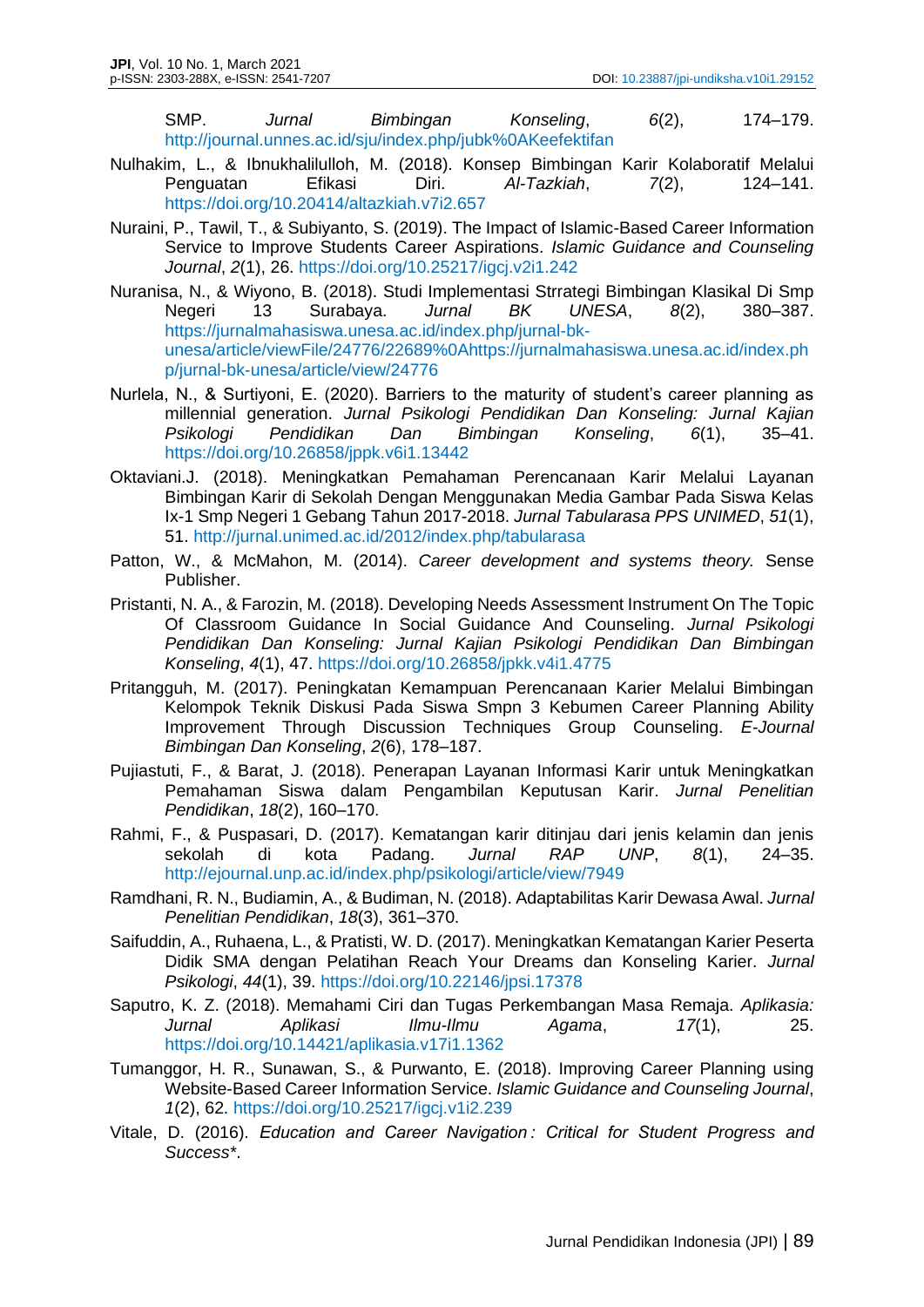SMP. *Jurnal Bimbingan Konseling*, *6*(2), 174–179. http://journal.unnes.ac.id/sju/index.php/jubk%0AKeefektifan

Nulhakim, L., & Ibnukhalilulloh, M. (2018). Konsep Bimbingan Karir Kolaboratif Melalui Penguatan Efikasi Diri. *Al-Tazkiah*, *7*(2), 124–141. https://doi.org/10.20414/altazkiah.v7i2.657

Nuraini, P., Tawil, T., & Subiyanto, S. (2019). The Impact of Islamic-Based Career Information Service to Improve Students Career Aspirations. *Islamic Guidance and Counseling Journal*, *2*(1), 26. https://doi.org/10.25217/igcj.v2i1.242

Nuranisa, N., & Wiyono, B. (2018). Studi Implementasi Strrategi Bimbingan Klasikal Di Smp Negeri 13 Surabaya. *Jurnal BK UNESA*, *8*(2), 380–387. https://jurnalmahasiswa.unesa.ac.id/index.php/jurnal-bk-unesa/article/viewFile/24776/22689%0Ahttps://jurnalmahasiswa.unesa.ac.id/index.php/jurnal-bk-unesa/article/view/24776

Nurlela, N., & Surtiyoni, E. (2020). Barriers to the maturity of student's career planning as millennial generation. *Jurnal Psikologi Pendidikan Dan Konseling: Jurnal Kajian Psikologi Pendidikan Dan Bimbingan Konseling*, *6*(1), 35–41. https://doi.org/10.26858/jppk.v6i1.13442

Oktaviani.J. (2018). Meningkatkan Pemahaman Perencanaan Karir Melalui Layanan Bimbingan Karir di Sekolah Dengan Menggunakan Media Gambar Pada Siswa Kelas Ix-1 Smp Negeri 1 Gebang Tahun 2017-2018. *Jurnal Tabularasa PPS UNIMED*, *51*(1), 51. http://jurnal.unimed.ac.id/2012/index.php/tabularasa

Patton, W., & McMahon, M. (2014). *Career development and systems theory.* Sense Publisher.

Pristanti, N. A., & Farozin, M. (2018). Developing Needs Assessment Instrument On The Topic Of Classroom Guidance In Social Guidance And Counseling. *Jurnal Psikologi Pendidikan Dan Konseling: Jurnal Kajian Psikologi Pendidikan Dan Bimbingan Konseling*, *4*(1), 47. https://doi.org/10.26858/jpkk.v4i1.4775

Pritangguh, M. (2017). Peningkatan Kemampuan Perencanaan Karier Melalui Bimbingan Kelompok Teknik Diskusi Pada Siswa Smpn 3 Kebumen Career Planning Ability Improvement Through Discussion Techniques Group Counseling. *E-Journal Bimbingan Dan Konseling*, *2*(6), 178–187.

Pujiastuti, F., & Barat, J. (2018). Penerapan Layanan Informasi Karir untuk Meningkatkan Pemahaman Siswa dalam Pengambilan Keputusan Karir. *Jurnal Penelitian Pendidikan*, *18*(2), 160–170.

Rahmi, F., & Puspasari, D. (2017). Kematangan karir ditinjau dari jenis kelamin dan jenis sekolah di kota Padang. *Jurnal RAP UNP*, *8*(1), 24–35. http://ejournal.unp.ac.id/index.php/psikologi/article/view/7949

Ramdhani, R. N., Budiamin, A., & Budiman, N. (2018). Adaptabilitas Karir Dewasa Awal. *Jurnal Penelitian Pendidikan*, *18*(3), 361–370.

Saifuddin, A., Ruhaena, L., & Pratisti, W. D. (2017). Meningkatkan Kematangan Karier Peserta Didik SMA dengan Pelatihan Reach Your Dreams dan Konseling Karier. *Jurnal Psikologi*, *44*(1), 39. https://doi.org/10.22146/jpsi.17378

Saputro, K. Z. (2018). Memahami Ciri dan Tugas Perkembangan Masa Remaja. *Aplikasia: Jurnal Aplikasi Ilmu-Ilmu Agama*, *17*(1), 25. https://doi.org/10.14421/aplikasia.v17i1.1362

Tumanggor, H. R., Sunawan, S., & Purwanto, E. (2018). Improving Career Planning using Website-Based Career Information Service. *Islamic Guidance and Counseling Journal*, *1*(2), 62. https://doi.org/10.25217/igcj.v1i2.239

Vitale, D. (2016). *Education and Career Navigation : Critical for Student Progress and Success\*.*